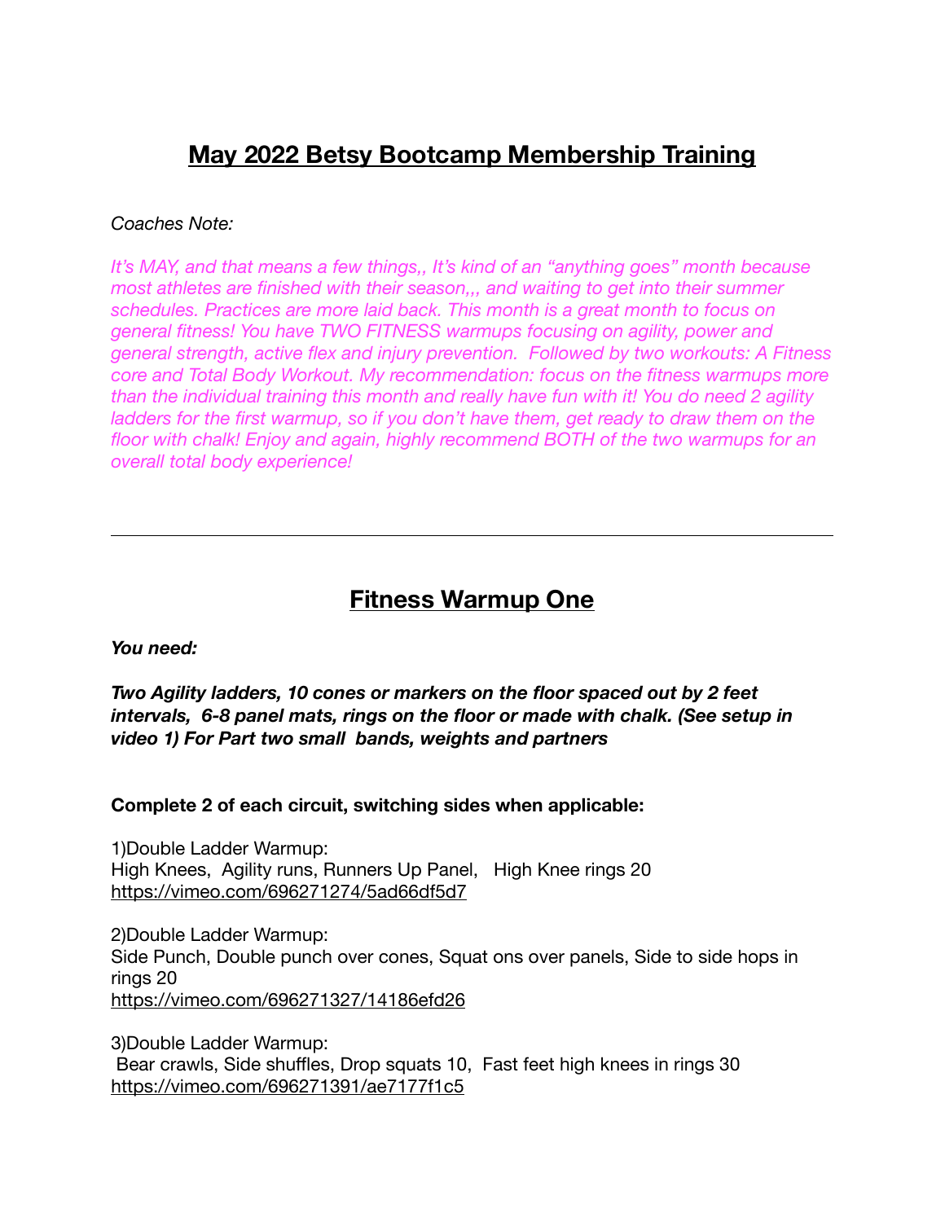# May 2022 Betsy Bootcamp Membership Training

*Coaches Note:*

*It's MAY, and that means a few things,, It's kind of an "anything goes" month because most athletes are finished with their season,,, and waiting to get into their summer schedules. Practices are more laid back. This month is a great month to focus on general fitness! You have TWO FITNESS warmups focusing on agility, power and general strength, active flex and injury prevention. Followed by two workouts: A Fitness core and Total Body Workout. My recommendation: focus on the fitness warmups more than the individual training this month and really have fun with it! You do need 2 agility ladders for the first warmup, so if you don't have them, get ready to draw them on the floor with chalk! Enjoy and again, highly recommend BOTH of the two warmups for an overall total body experience!*

---

## Fitness Warmup One

***You need:***

***Two Agility ladders, 10 cones or markers on the floor spaced out by 2 feet intervals, 6-8 panel mats, rings on the floor or made with chalk. (See setup in video 1) For Part two small bands, weights and partners***

**Complete 2 of each circuit, switching sides when applicable:**

1)Double Ladder Warmup:
High Knees, Agility runs, Runners Up Panel, High Knee rings 20
https://vimeo.com/696271274/5ad66df5d7

2)Double Ladder Warmup:
Side Punch, Double punch over cones, Squat ons over panels, Side to side hops in rings 20
https://vimeo.com/696271327/14186efd26

3)Double Ladder Warmup:
Bear crawls, Side shuffles, Drop squats 10, Fast feet high knees in rings 30
https://vimeo.com/696271391/ae7177f1c5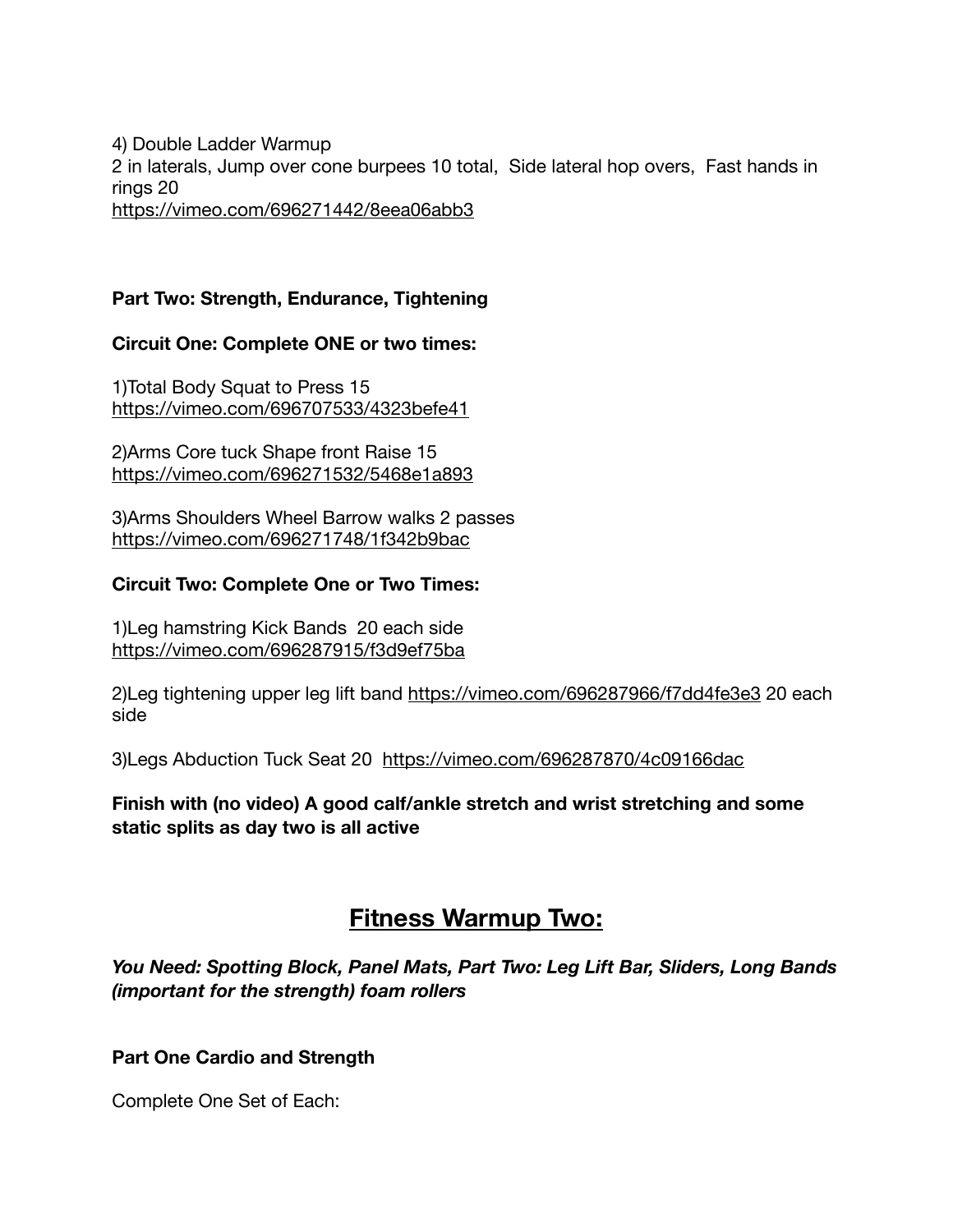4) Double Ladder Warmup
2 in laterals, Jump over cone burpees 10 total,  Side lateral hop overs,  Fast hands in rings 20
https://vimeo.com/696271442/8eea06abb3

**Part Two: Strength, Endurance, Tightening**

**Circuit One: Complete ONE or two times:**

1)Total Body Squat to Press 15
https://vimeo.com/696707533/4323befe41

2)Arms Core tuck Shape front Raise 15
https://vimeo.com/696271532/5468e1a893

3)Arms Shoulders Wheel Barrow walks 2 passes
https://vimeo.com/696271748/1f342b9bac

**Circuit Two: Complete One or Two Times:**

1)Leg hamstring Kick Bands  20 each side
https://vimeo.com/696287915/f3d9ef75ba

2)Leg tightening upper leg lift band https://vimeo.com/696287966/f7dd4fe3e3 20 each side

3)Legs Abduction Tuck Seat 20  https://vimeo.com/696287870/4c09166dac

**Finish with (no video) A good calf/ankle stretch and wrist stretching and some static splits as day two is all active**

## Fitness Warmup Two:

***You Need: Spotting Block, Panel Mats, Part Two: Leg Lift Bar, Sliders, Long Bands (important for the strength) foam rollers***

**Part One Cardio and Strength**

Complete One Set of Each: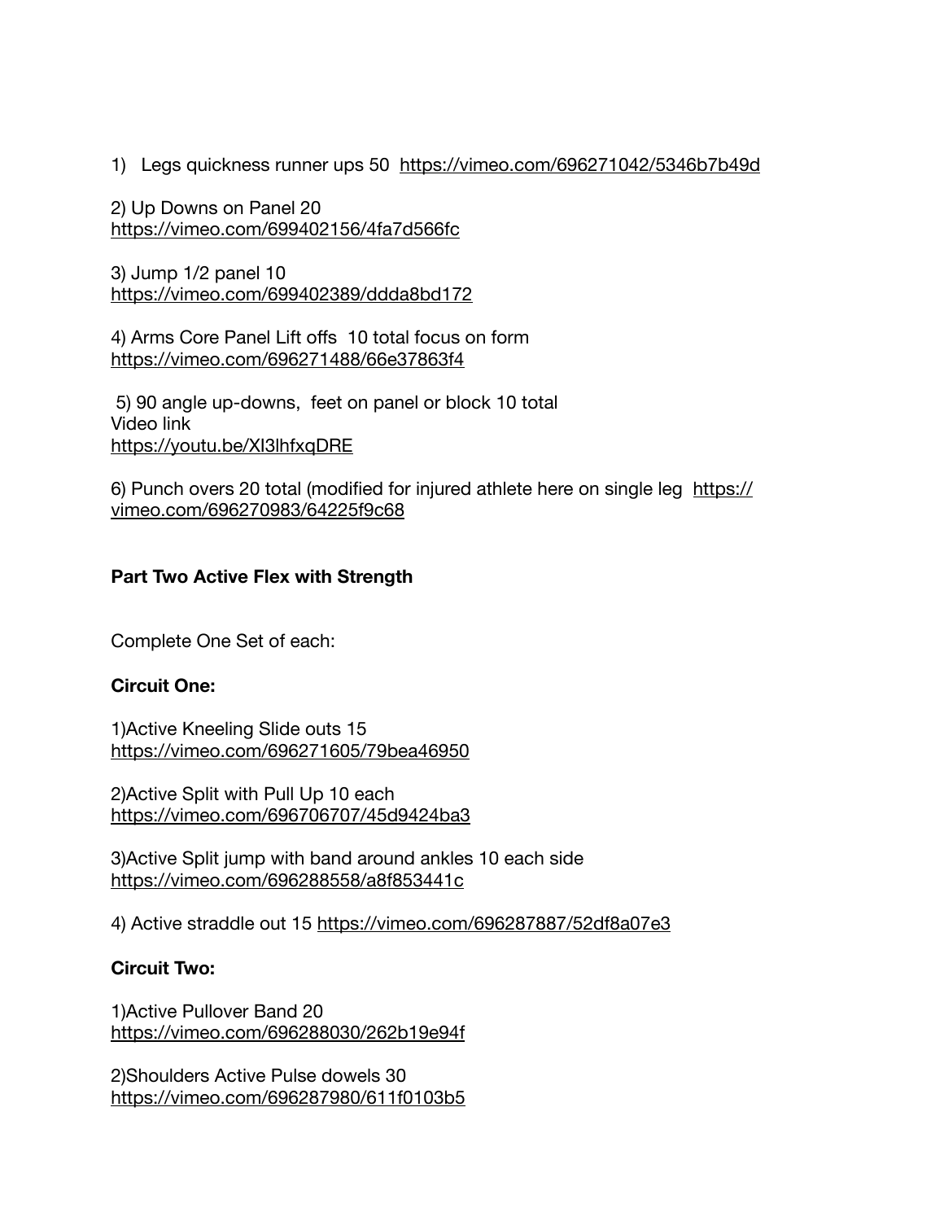1) Legs quickness runner ups 50 https://vimeo.com/696271042/5346b7b49d

2) Up Downs on Panel 20
https://vimeo.com/699402156/4fa7d566fc

3) Jump 1/2 panel 10
https://vimeo.com/699402389/ddda8bd172

4) Arms Core Panel Lift offs 10 total focus on form
https://vimeo.com/696271488/66e37863f4

5) 90 angle up-downs, feet on panel or block 10 total
Video link
https://youtu.be/XI3lhfxqDRE

6) Punch overs 20 total (modified for injured athlete here on single leg https://vimeo.com/696270983/64225f9c68

**Part Two Active Flex with Strength**

Complete One Set of each:

**Circuit One:**

1)Active Kneeling Slide outs 15
https://vimeo.com/696271605/79bea46950

2)Active Split with Pull Up 10 each
https://vimeo.com/696706707/45d9424ba3

3)Active Split jump with band around ankles 10 each side
https://vimeo.com/696288558/a8f853441c

4) Active straddle out 15 https://vimeo.com/696287887/52df8a07e3

**Circuit Two:**

1)Active Pullover Band 20
https://vimeo.com/696288030/262b19e94f

2)Shoulders Active Pulse dowels 30
https://vimeo.com/696287980/611f0103b5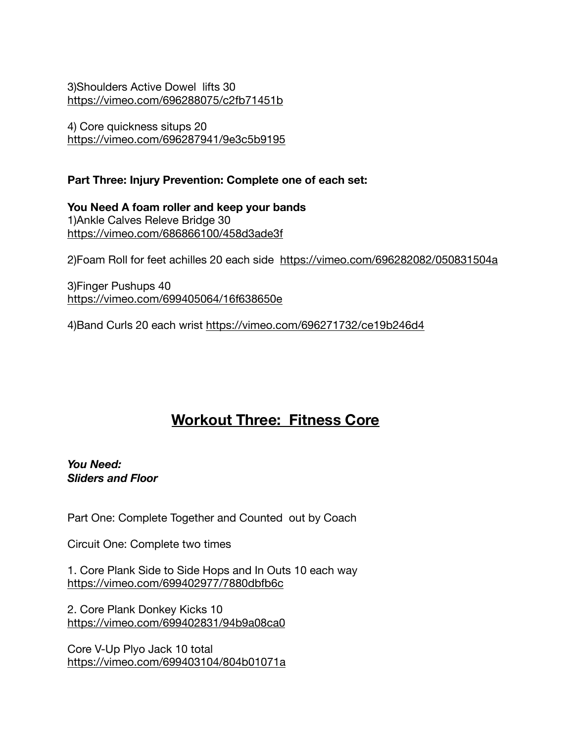3)Shoulders Active Dowel  lifts 30
https://vimeo.com/696288075/c2fb71451b

4) Core quickness situps 20
https://vimeo.com/696287941/9e3c5b9195

**Part Three: Injury Prevention: Complete one of each set:**

**You Need A foam roller and keep your bands**
1)Ankle Calves Releve Bridge 30
https://vimeo.com/686866100/458d3ade3f

2)Foam Roll for feet achilles 20 each side  https://vimeo.com/696282082/050831504a

3)Finger Pushups 40
https://vimeo.com/699405064/16f638650e

4)Band Curls 20 each wrist https://vimeo.com/696271732/ce19b246d4

## Workout Three:  Fitness Core

***You Need:***
***Sliders and Floor***

Part One: Complete Together and Counted  out by Coach

Circuit One: Complete two times

1. Core Plank Side to Side Hops and In Outs 10 each way
https://vimeo.com/699402977/7880dbfb6c

2. Core Plank Donkey Kicks 10
https://vimeo.com/699402831/94b9a08ca0

Core V-Up Plyo Jack 10 total
https://vimeo.com/699403104/804b01071a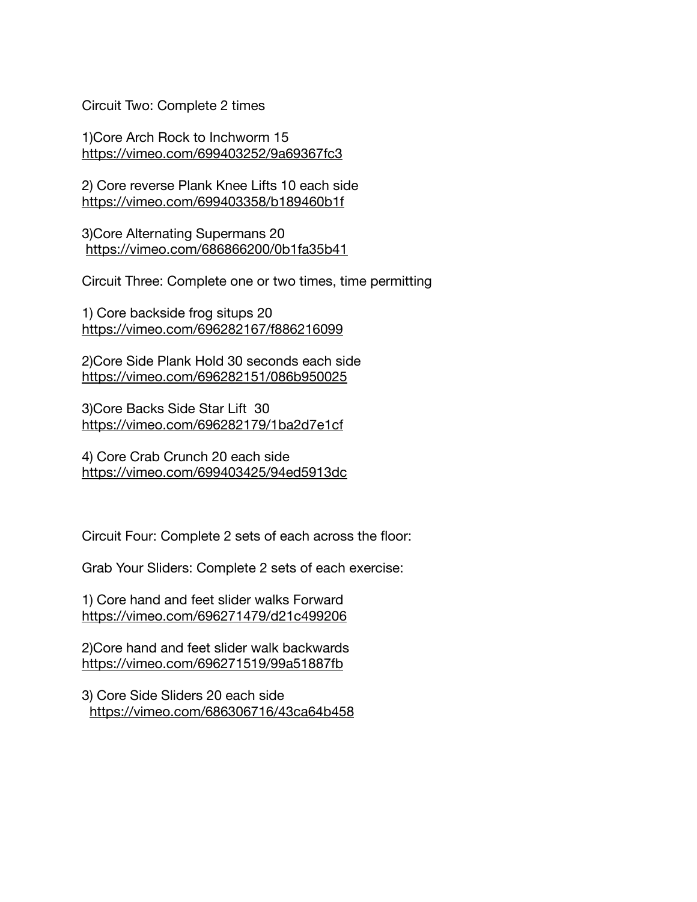Circuit Two: Complete 2 times

1)Core Arch Rock to Inchworm 15
https://vimeo.com/699403252/9a69367fc3

2) Core reverse Plank Knee Lifts 10 each side
https://vimeo.com/699403358/b189460b1f

3)Core Alternating Supermans 20
https://vimeo.com/686866200/0b1fa35b41

Circuit Three: Complete one or two times, time permitting

1) Core backside frog situps 20
https://vimeo.com/696282167/f886216099

2)Core Side Plank Hold 30 seconds each side
https://vimeo.com/696282151/086b950025

3)Core Backs Side Star Lift 30
https://vimeo.com/696282179/1ba2d7e1cf

4) Core Crab Crunch 20 each side
https://vimeo.com/699403425/94ed5913dc

Circuit Four: Complete 2 sets of each across the floor:

Grab Your Sliders: Complete 2 sets of each exercise:

1) Core hand and feet slider walks Forward
https://vimeo.com/696271479/d21c499206

2)Core hand and feet slider walk backwards
https://vimeo.com/696271519/99a51887fb

3) Core Side Sliders 20 each side
https://vimeo.com/686306716/43ca64b458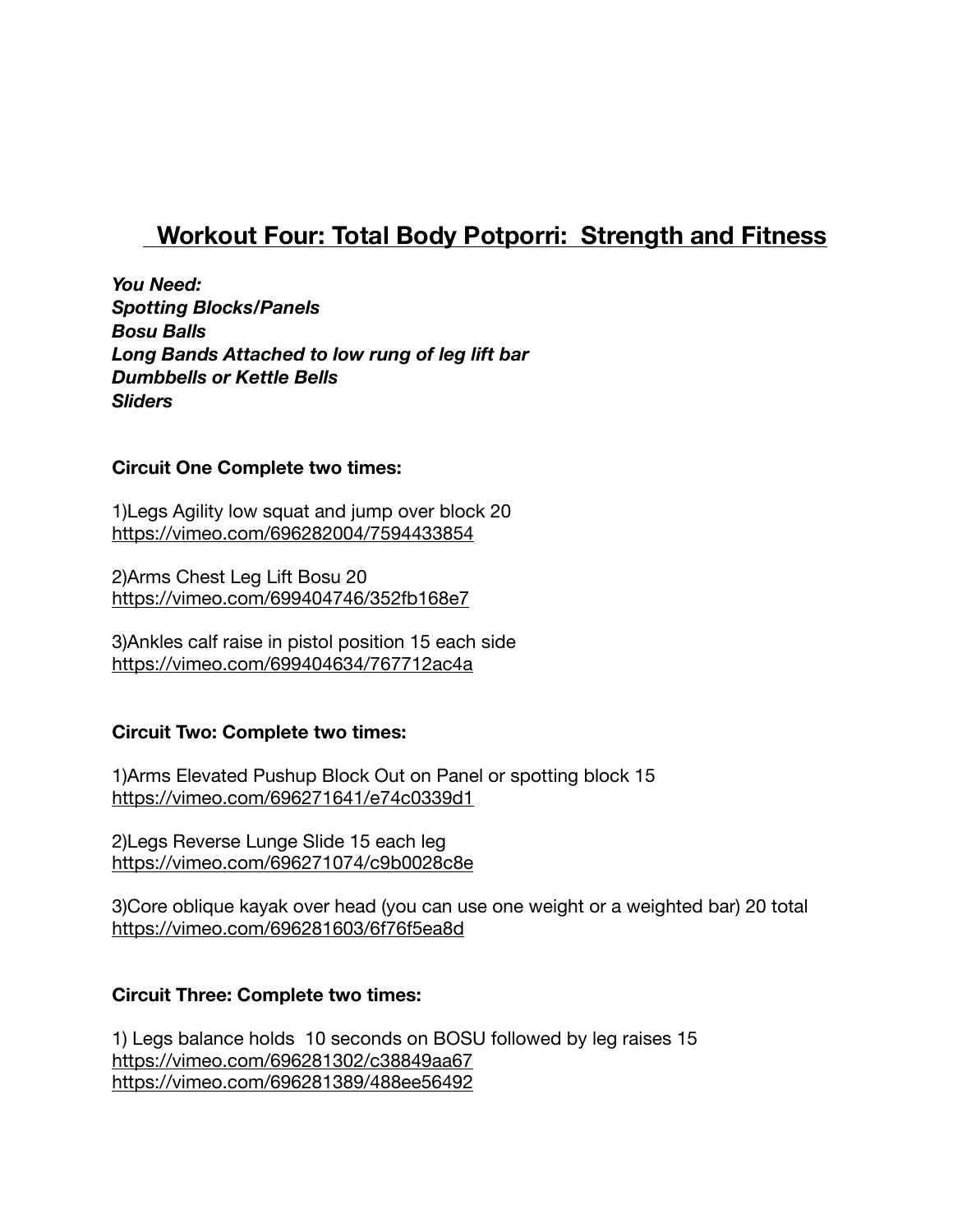# Workout Four: Total Body Potporri: Strength and Fitness

***You Need:***
***Spotting Blocks/Panels***
***Bosu Balls***
***Long Bands Attached to low rung of leg lift bar***
***Dumbbells or Kettle Bells***
***Sliders***

**Circuit One Complete two times:**

1)Legs Agility low squat and jump over block 20
https://vimeo.com/696282004/7594433854

2)Arms Chest Leg Lift Bosu 20
https://vimeo.com/699404746/352fb168e7

3)Ankles calf raise in pistol position 15 each side
https://vimeo.com/699404634/767712ac4a

**Circuit Two: Complete two times:**

1)Arms Elevated Pushup Block Out on Panel or spotting block 15
https://vimeo.com/696271641/e74c0339d1

2)Legs Reverse Lunge Slide 15 each leg
https://vimeo.com/696271074/c9b0028c8e

3)Core oblique kayak over head (you can use one weight or a weighted bar) 20 total
https://vimeo.com/696281603/6f76f5ea8d

**Circuit Three: Complete two times:**

1) Legs balance holds 10 seconds on BOSU followed by leg raises 15
https://vimeo.com/696281302/c38849aa67
https://vimeo.com/696281389/488ee56492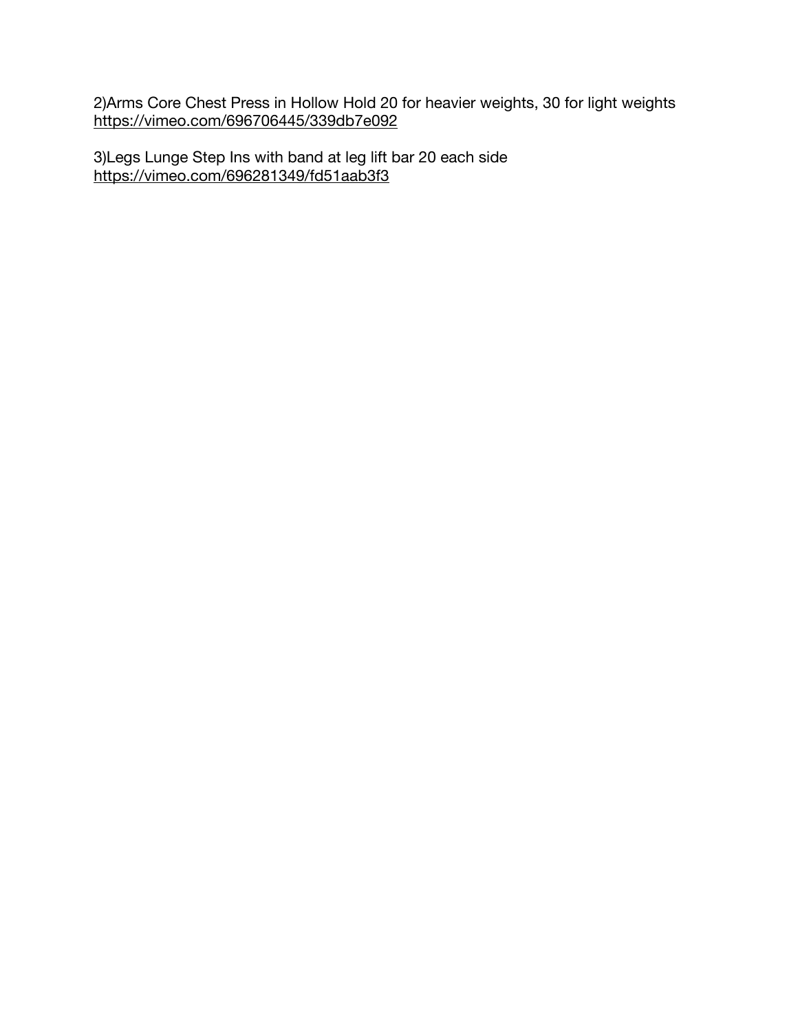2)Arms Core Chest Press in Hollow Hold 20 for heavier weights, 30 for light weights
https://vimeo.com/696706445/339db7e092

3)Legs Lunge Step Ins with band at leg lift bar 20 each side
https://vimeo.com/696281349/fd51aab3f3